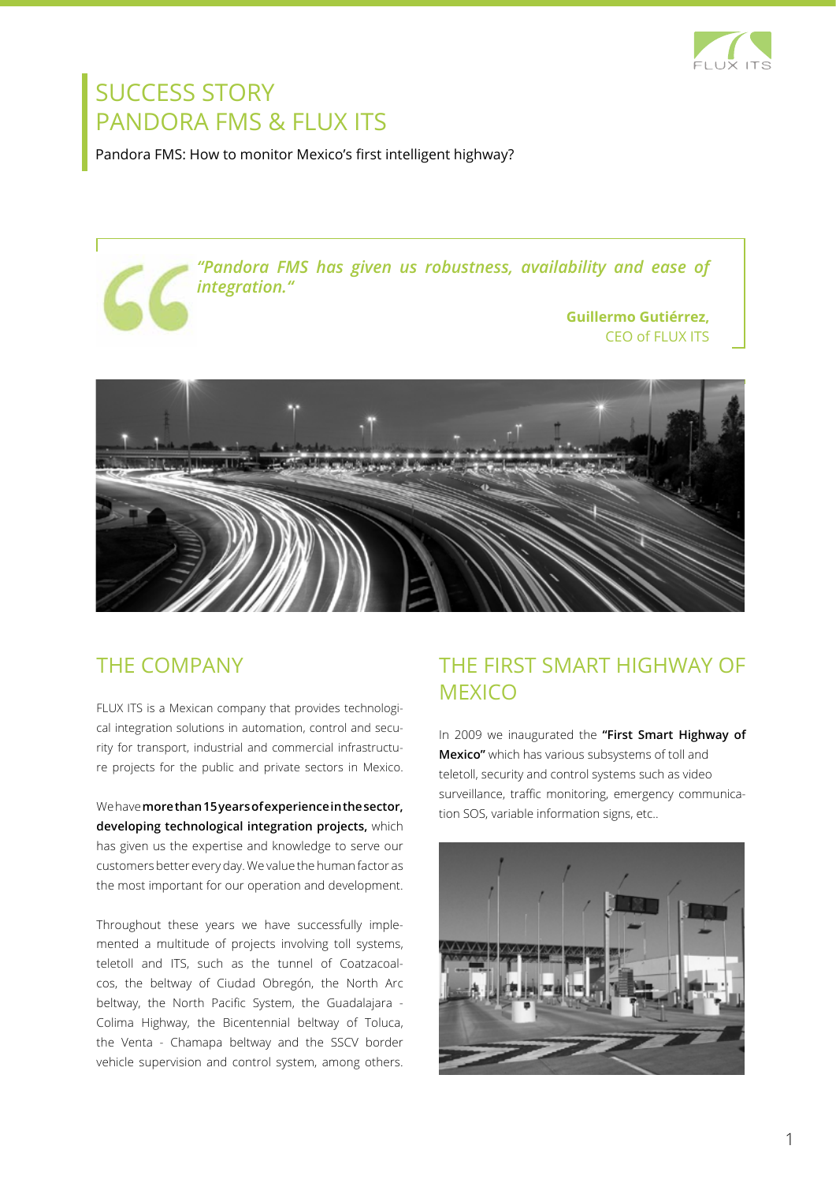# SUCCESS STORY
# PANDORA FMS & FLUX ITS

Pandora FMS: How to monitor Mexico's first intelligent highway?

> *"Pandora FMS has given us robustness, availability and ease of integration."*
>
> **Guillermo Gutiérrez,**
> CEO of FLUX ITS

## THE COMPANY

FLUX ITS is a Mexican company that provides technological integration solutions in automation, control and security for transport, industrial and commercial infrastructure projects for the public and private sectors in Mexico.

We have **more than 15 years of experience in the sector, developing technological integration projects,** which has given us the expertise and knowledge to serve our customers better every day. We value the human factor as the most important for our operation and development.

Throughout these years we have successfully implemented a multitude of projects involving toll systems, teletoll and ITS, such as the tunnel of Coatzacoalcos, the beltway of Ciudad Obregón, the North Arc beltway, the North Pacific System, the Guadalajara - Colima Highway, the Bicentennial beltway of Toluca, the Venta - Chamapa beltway and the SSCV border vehicle supervision and control system, among others.

## THE FIRST SMART HIGHWAY OF MEXICO

In 2009 we inaugurated the **"First Smart Highway of Mexico"** which has various subsystems of toll and teletoll, security and control systems such as video surveillance, traffic monitoring, emergency communication SOS, variable information signs, etc..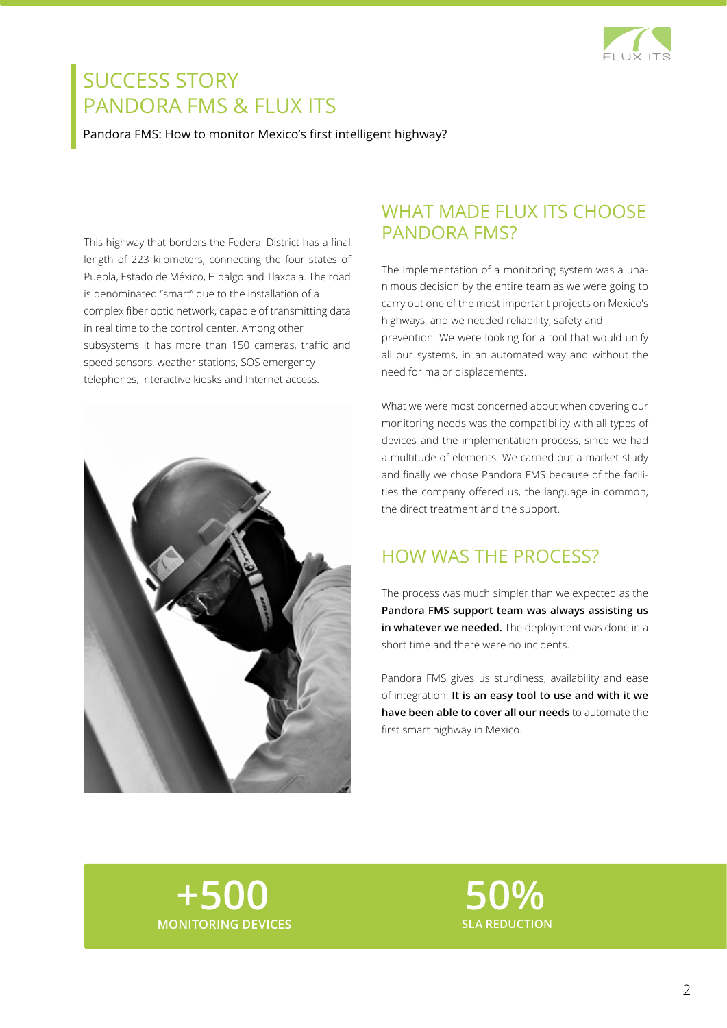# SUCCESS STORY PANDORA FMS & FLUX ITS

Pandora FMS: How to monitor Mexico's first intelligent highway?

This highway that borders the Federal District has a final length of 223 kilometers, connecting the four states of Puebla, Estado de México, Hidalgo and Tlaxcala. The road is denominated "smart" due to the installation of a complex fiber optic network, capable of transmitting data in real time to the control center. Among other subsystems it has more than 150 cameras, traffic and speed sensors, weather stations, SOS emergency telephones, interactive kiosks and Internet access.

## WHAT MADE FLUX ITS CHOOSE PANDORA FMS?

The implementation of a monitoring system was a unanimous decision by the entire team as we were going to carry out one of the most important projects on Mexico's highways, and we needed reliability, safety and prevention. We were looking for a tool that would unify all our systems, in an automated way and without the need for major displacements.

What we were most concerned about when covering our monitoring needs was the compatibility with all types of devices and the implementation process, since we had a multitude of elements. We carried out a market study and finally we chose Pandora FMS because of the facilities the company offered us, the language in common, the direct treatment and the support.

## HOW WAS THE PROCESS?

The process was much simpler than we expected as the **Pandora FMS support team was always assisting us in whatever we needed.** The deployment was done in a short time and there were no incidents.

Pandora FMS gives us sturdiness, availability and ease of integration. **It is an easy tool to use and with it we have been able to cover all our needs** to automate the first smart highway in Mexico.

**+500**
**MONITORING DEVICES**

**50%**
**SLA REDUCTION**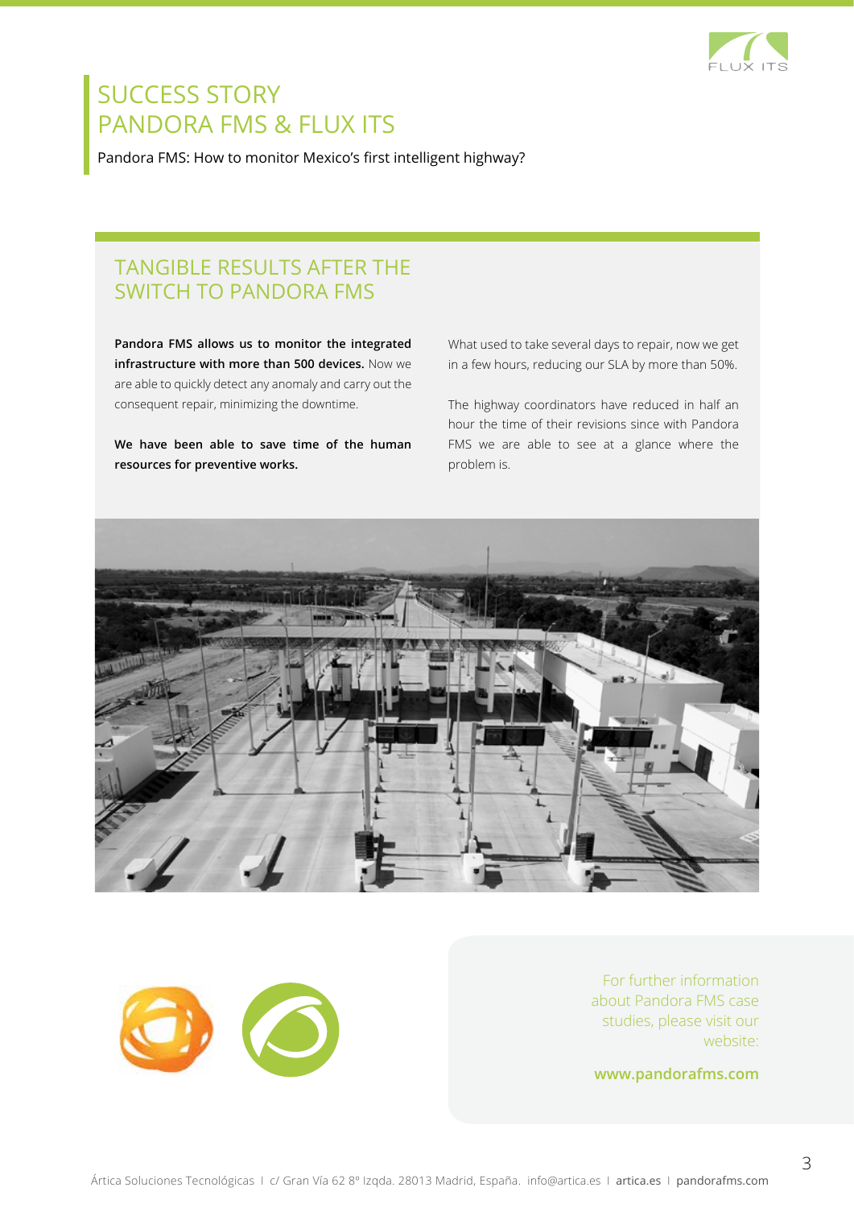# SUCCESS STORY
# PANDORA FMS & FLUX ITS

Pandora FMS: How to monitor Mexico's first intelligent highway?

## TANGIBLE RESULTS AFTER THE SWITCH TO PANDORA FMS

**Pandora FMS allows us to monitor the integrated infrastructure with more than 500 devices.** Now we are able to quickly detect any anomaly and carry out the consequent repair, minimizing the downtime.

**We have been able to save time of the human resources for preventive works.**

What used to take several days to repair, now we get in a few hours, reducing our SLA by more than 50%.

The highway coordinators have reduced in half an hour the time of their revisions since with Pandora FMS we are able to see at a glance where the problem is.

For further information about Pandora FMS case studies, please visit our website:

**www.pandorafms.com**

Ártica Soluciones Tecnológicas I c/ Gran Vía 62 8º Izqda. 28013 Madrid, España. info@artica.es I artica.es I pandorafms.com